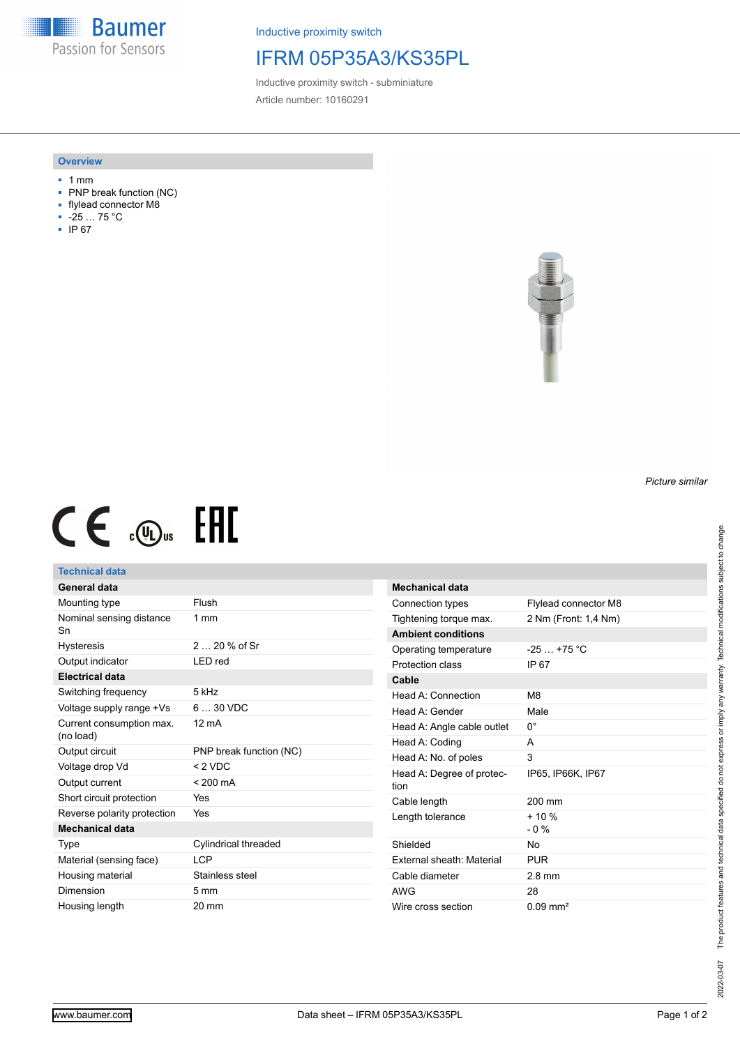Baumer
Passion for Sensors

Inductive proximity switch

# IFRM 05P35A3/KS35PL

Inductive proximity switch - subminiature

Article number: 10160291

## Overview

- 1 mm
- PNP break function (NC)
- flylead connector M8
- -25 … 75 °C
- IP 67

*Picture similar*

## Technical data

| General data | |
|---|---|
| Mounting type | Flush |
| Nominal sensing distance Sn | 1 mm |
| Hysteresis | 2 … 20 % of Sr |
| Output indicator | LED red |
| **Electrical data** | |
| Switching frequency | 5 kHz |
| Voltage supply range +Vs | 6 … 30 VDC |
| Current consumption max. (no load) | 12 mA |
| Output circuit | PNP break function (NC) |
| Voltage drop Vd | < 2 VDC |
| Output current | < 200 mA |
| Short circuit protection | Yes |
| Reverse polarity protection | Yes |
| **Mechanical data** | |
| Type | Cylindrical threaded |
| Material (sensing face) | LCP |
| Housing material | Stainless steel |
| Dimension | 5 mm |
| Housing length | 20 mm |

| Mechanical data | |
|---|---|
| Connection types | Flylead connector M8 |
| Tightening torque max. | 2 Nm (Front: 1,4 Nm) |
| **Ambient conditions** | |
| Operating temperature | -25 … +75 °C |
| Protection class | IP 67 |
| **Cable** | |
| Head A: Connection | M8 |
| Head A: Gender | Male |
| Head A: Angle cable outlet | 0° |
| Head A: Coding | A |
| Head A: No. of poles | 3 |
| Head A: Degree of protection | IP65, IP66K, IP67 |
| Cable length | 200 mm |
| Length tolerance | + 10 % - 0 % |
| Shielded | No |
| External sheath: Material | PUR |
| Cable diameter | 2.8 mm |
| AWG | 28 |
| Wire cross section | 0.09 mm² |

2022-03-07 The product features and technical data specified do not express or imply any warranty. Technical modifications subject to change.

www.baumer.com Data sheet – IFRM 05P35A3/KS35PL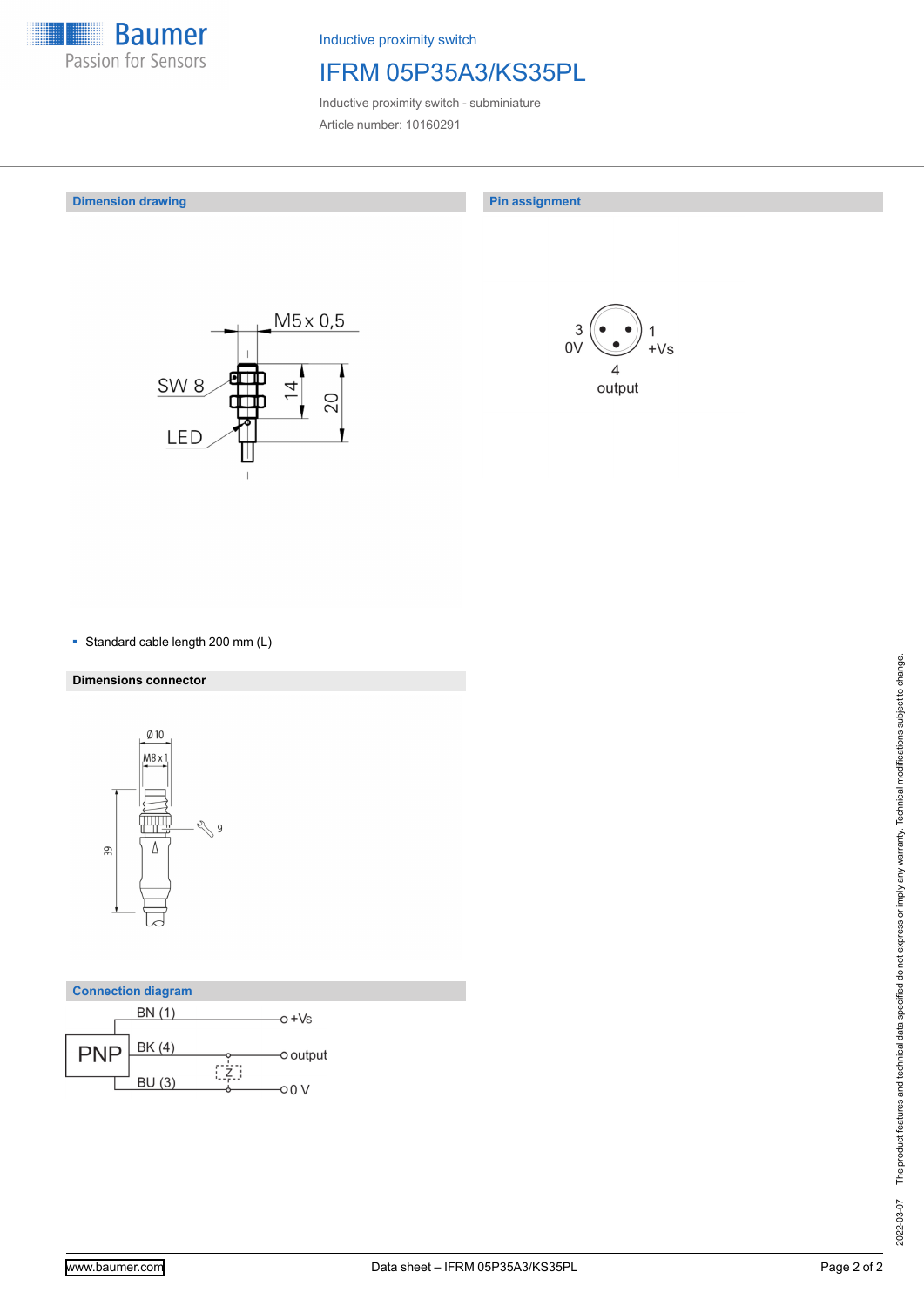Inductive proximity switch

# IFRM 05P35A3/KS35PL

Inductive proximity switch - subminiature

Article number: 10160291

## Dimension drawing

M5 x 0,5

SW 8

LED

14

20

- Standard cable length 200 mm (L)

## Dimensions connector

Ø 10

M8 x 1

9

39

## Pin assignment

3
0V

1
+Vs

4
output

## Connection diagram

PNP

BN (1) +Vs

BK (4) output

Z

BU (3) 0 V

The product features and technical data specified do not express or imply any warranty. Technical modifications subject to change.

2022-03-07

www.baumer.com

Data sheet – IFRM 05P35A3/KS35PL